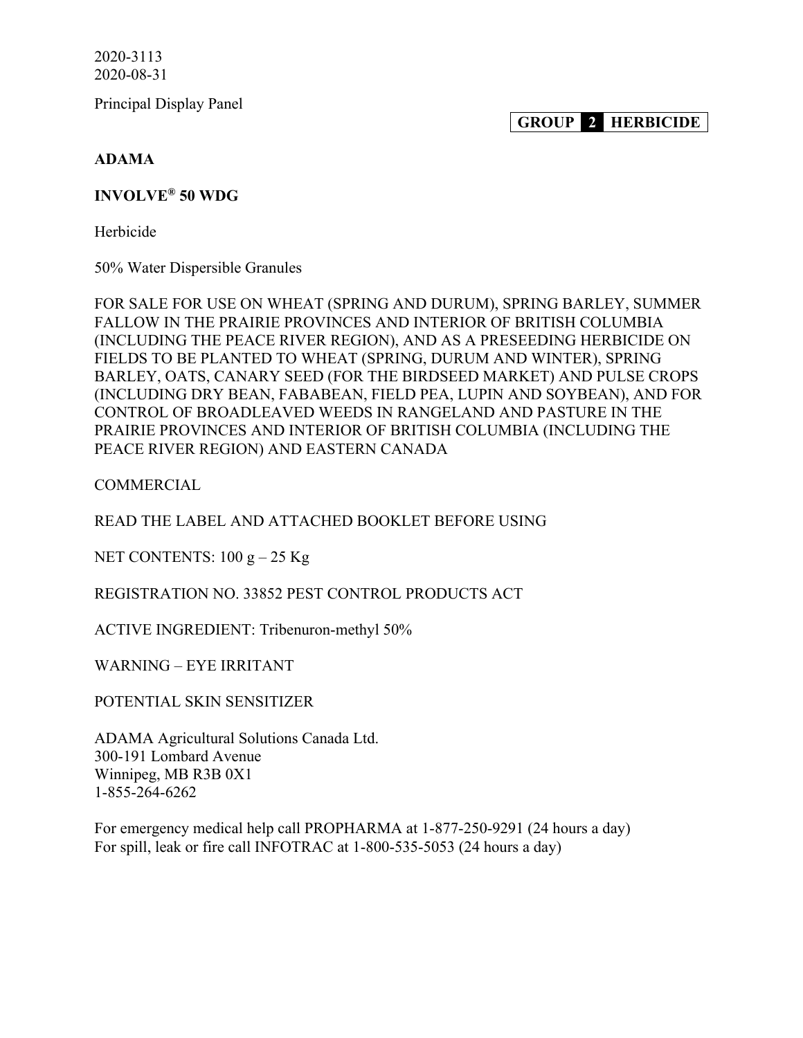2020-3113
2020-08-31

Principal Display Panel

**GROUP 2 HERBICIDE**

**ADAMA**

**INVOLVE® 50 WDG**

Herbicide

50% Water Dispersible Granules

FOR SALE FOR USE ON WHEAT (SPRING AND DURUM), SPRING BARLEY, SUMMER FALLOW IN THE PRAIRIE PROVINCES AND INTERIOR OF BRITISH COLUMBIA (INCLUDING THE PEACE RIVER REGION), AND AS A PRESEEDING HERBICIDE ON FIELDS TO BE PLANTED TO WHEAT (SPRING, DURUM AND WINTER), SPRING BARLEY, OATS, CANARY SEED (FOR THE BIRDSEED MARKET) AND PULSE CROPS (INCLUDING DRY BEAN, FABABEAN, FIELD PEA, LUPIN AND SOYBEAN), AND FOR CONTROL OF BROADLEAVED WEEDS IN RANGELAND AND PASTURE IN THE PRAIRIE PROVINCES AND INTERIOR OF BRITISH COLUMBIA (INCLUDING THE PEACE RIVER REGION) AND EASTERN CANADA

COMMERCIAL

READ THE LABEL AND ATTACHED BOOKLET BEFORE USING

NET CONTENTS: 100 g – 25 Kg

REGISTRATION NO. 33852 PEST CONTROL PRODUCTS ACT

ACTIVE INGREDIENT: Tribenuron-methyl 50%

WARNING – EYE IRRITANT

POTENTIAL SKIN SENSITIZER

ADAMA Agricultural Solutions Canada Ltd.
300-191 Lombard Avenue
Winnipeg, MB R3B 0X1
1-855-264-6262

For emergency medical help call PROPHARMA at 1-877-250-9291 (24 hours a day)
For spill, leak or fire call INFOTRAC at 1-800-535-5053 (24 hours a day)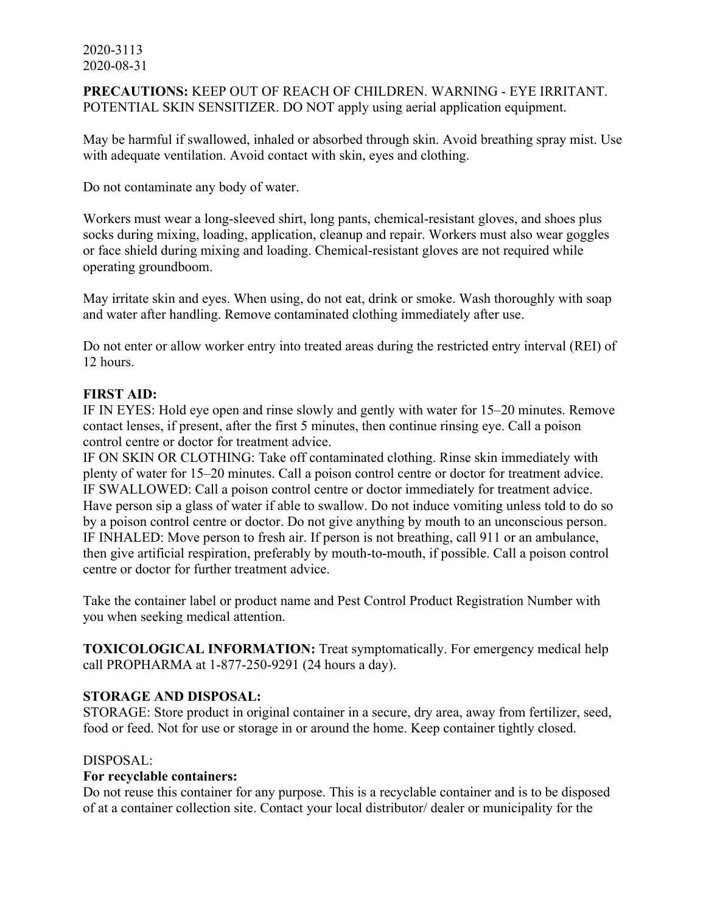2020-3113
2020-08-31

**PRECAUTIONS:** KEEP OUT OF REACH OF CHILDREN. WARNING - EYE IRRITANT. POTENTIAL SKIN SENSITIZER. DO NOT apply using aerial application equipment.

May be harmful if swallowed, inhaled or absorbed through skin. Avoid breathing spray mist. Use with adequate ventilation. Avoid contact with skin, eyes and clothing.

Do not contaminate any body of water.

Workers must wear a long-sleeved shirt, long pants, chemical-resistant gloves, and shoes plus socks during mixing, loading, application, cleanup and repair. Workers must also wear goggles or face shield during mixing and loading. Chemical-resistant gloves are not required while operating groundboom.

May irritate skin and eyes. When using, do not eat, drink or smoke. Wash thoroughly with soap and water after handling. Remove contaminated clothing immediately after use.

Do not enter or allow worker entry into treated areas during the restricted entry interval (REI) of 12 hours.

**FIRST AID:**
IF IN EYES: Hold eye open and rinse slowly and gently with water for 15–20 minutes. Remove contact lenses, if present, after the first 5 minutes, then continue rinsing eye. Call a poison control centre or doctor for treatment advice.
IF ON SKIN OR CLOTHING: Take off contaminated clothing. Rinse skin immediately with plenty of water for 15–20 minutes. Call a poison control centre or doctor for treatment advice.
IF SWALLOWED: Call a poison control centre or doctor immediately for treatment advice. Have person sip a glass of water if able to swallow. Do not induce vomiting unless told to do so by a poison control centre or doctor. Do not give anything by mouth to an unconscious person.
IF INHALED: Move person to fresh air. If person is not breathing, call 911 or an ambulance, then give artificial respiration, preferably by mouth-to-mouth, if possible. Call a poison control centre or doctor for further treatment advice.

Take the container label or product name and Pest Control Product Registration Number with you when seeking medical attention.

**TOXICOLOGICAL INFORMATION:** Treat symptomatically. For emergency medical help call PROPHARMA at 1-877-250-9291 (24 hours a day).

**STORAGE AND DISPOSAL:**
STORAGE: Store product in original container in a secure, dry area, away from fertilizer, seed, food or feed. Not for use or storage in or around the home. Keep container tightly closed.

DISPOSAL:
**For recyclable containers:**
Do not reuse this container for any purpose. This is a recyclable container and is to be disposed of at a container collection site. Contact your local distributor/ dealer or municipality for the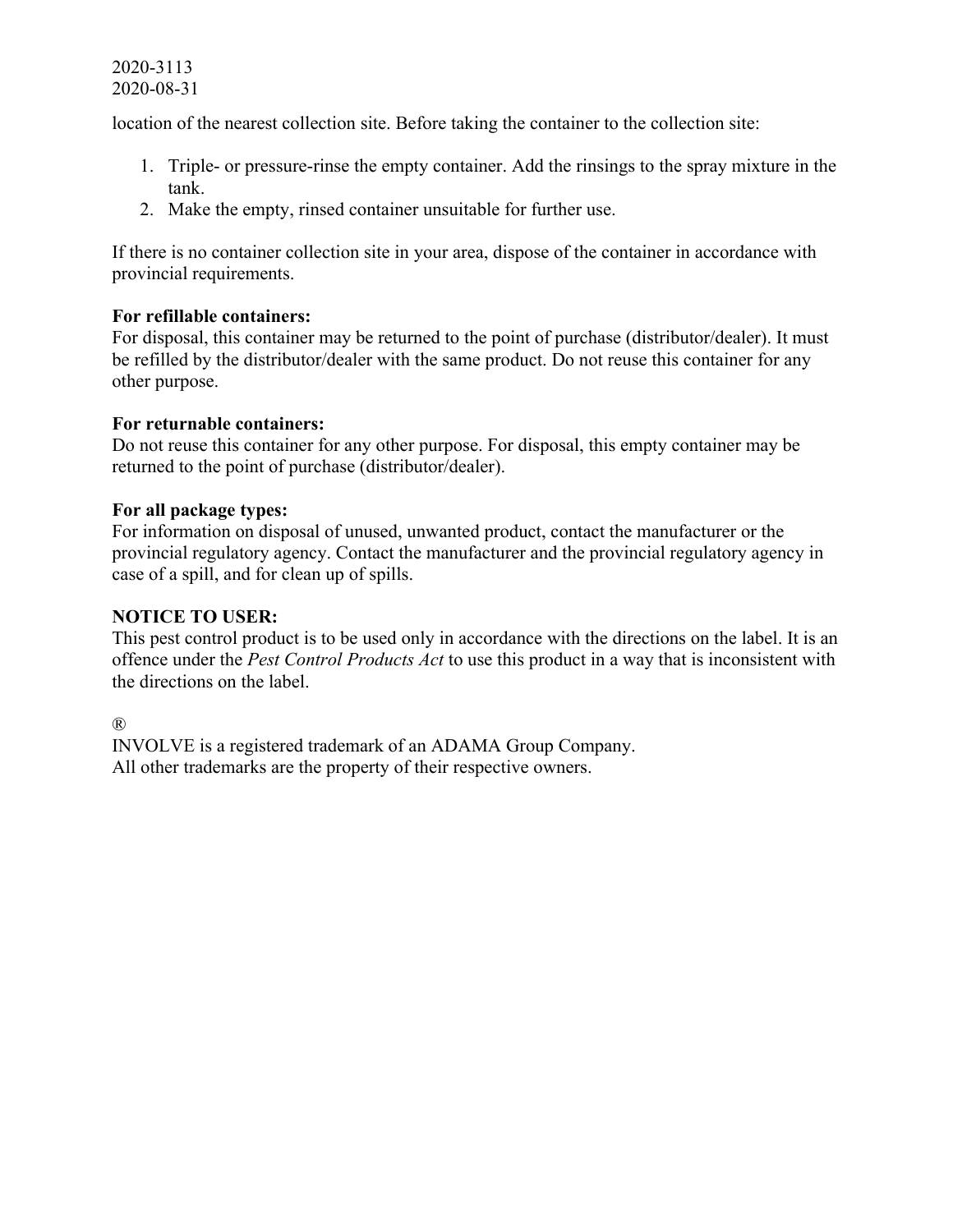location of the nearest collection site. Before taking the container to the collection site:

1. Triple- or pressure-rinse the empty container. Add the rinsings to the spray mixture in the tank.
2. Make the empty, rinsed container unsuitable for further use.

If there is no container collection site in your area, dispose of the container in accordance with provincial requirements.

**For refillable containers:**
For disposal, this container may be returned to the point of purchase (distributor/dealer). It must be refilled by the distributor/dealer with the same product. Do not reuse this container for any other purpose.

**For returnable containers:**
Do not reuse this container for any other purpose. For disposal, this empty container may be returned to the point of purchase (distributor/dealer).

**For all package types:**
For information on disposal of unused, unwanted product, contact the manufacturer or the provincial regulatory agency. Contact the manufacturer and the provincial regulatory agency in case of a spill, and for clean up of spills.

**NOTICE TO USER:**
This pest control product is to be used only in accordance with the directions on the label. It is an offence under the *Pest Control Products Act* to use this product in a way that is inconsistent with the directions on the label.

®
INVOLVE is a registered trademark of an ADAMA Group Company.
All other trademarks are the property of their respective owners.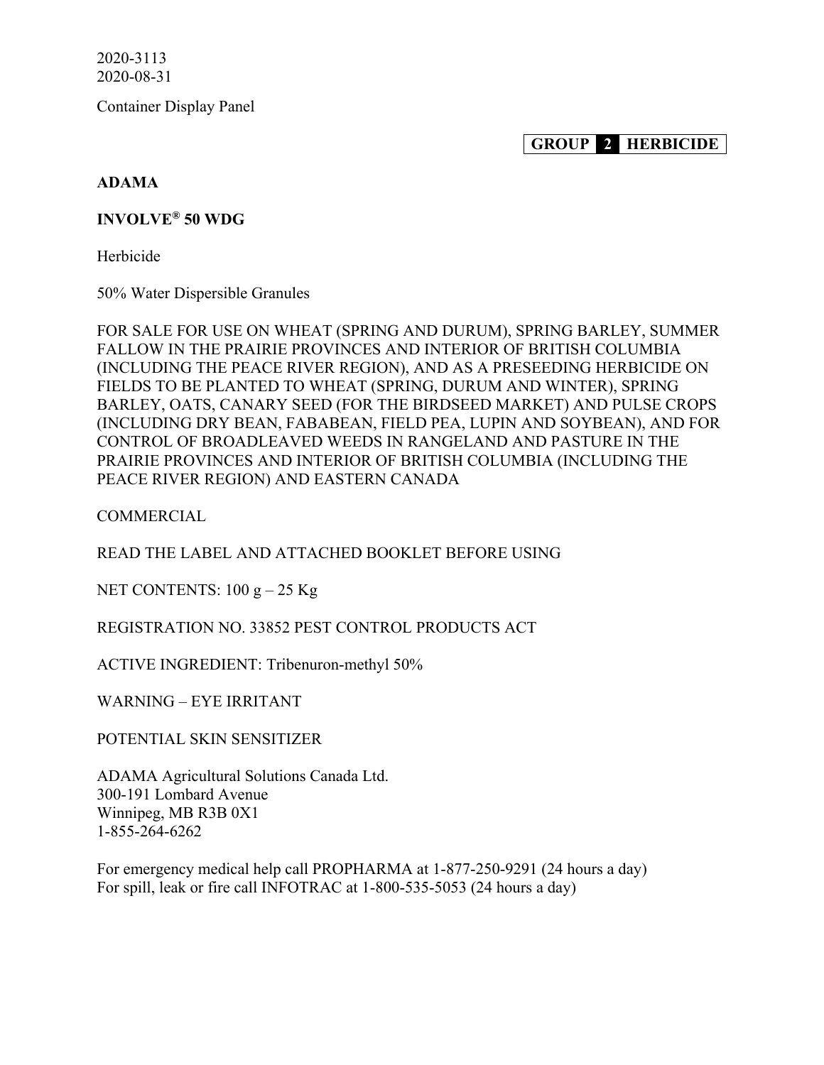2020-3113
2020-08-31

Container Display Panel

**GROUP 2 HERBICIDE**

**ADAMA**

**INVOLVE® 50 WDG**

Herbicide

50% Water Dispersible Granules

FOR SALE FOR USE ON WHEAT (SPRING AND DURUM), SPRING BARLEY, SUMMER FALLOW IN THE PRAIRIE PROVINCES AND INTERIOR OF BRITISH COLUMBIA (INCLUDING THE PEACE RIVER REGION), AND AS A PRESEEDING HERBICIDE ON FIELDS TO BE PLANTED TO WHEAT (SPRING, DURUM AND WINTER), SPRING BARLEY, OATS, CANARY SEED (FOR THE BIRDSEED MARKET) AND PULSE CROPS (INCLUDING DRY BEAN, FABABEAN, FIELD PEA, LUPIN AND SOYBEAN), AND FOR CONTROL OF BROADLEAVED WEEDS IN RANGELAND AND PASTURE IN THE PRAIRIE PROVINCES AND INTERIOR OF BRITISH COLUMBIA (INCLUDING THE PEACE RIVER REGION) AND EASTERN CANADA

COMMERCIAL

READ THE LABEL AND ATTACHED BOOKLET BEFORE USING

NET CONTENTS: 100 g – 25 Kg

REGISTRATION NO. 33852 PEST CONTROL PRODUCTS ACT

ACTIVE INGREDIENT: Tribenuron-methyl 50%

WARNING – EYE IRRITANT

POTENTIAL SKIN SENSITIZER

ADAMA Agricultural Solutions Canada Ltd.
300-191 Lombard Avenue
Winnipeg, MB R3B 0X1
1-855-264-6262

For emergency medical help call PROPHARMA at 1-877-250-9291 (24 hours a day)
For spill, leak or fire call INFOTRAC at 1-800-535-5053 (24 hours a day)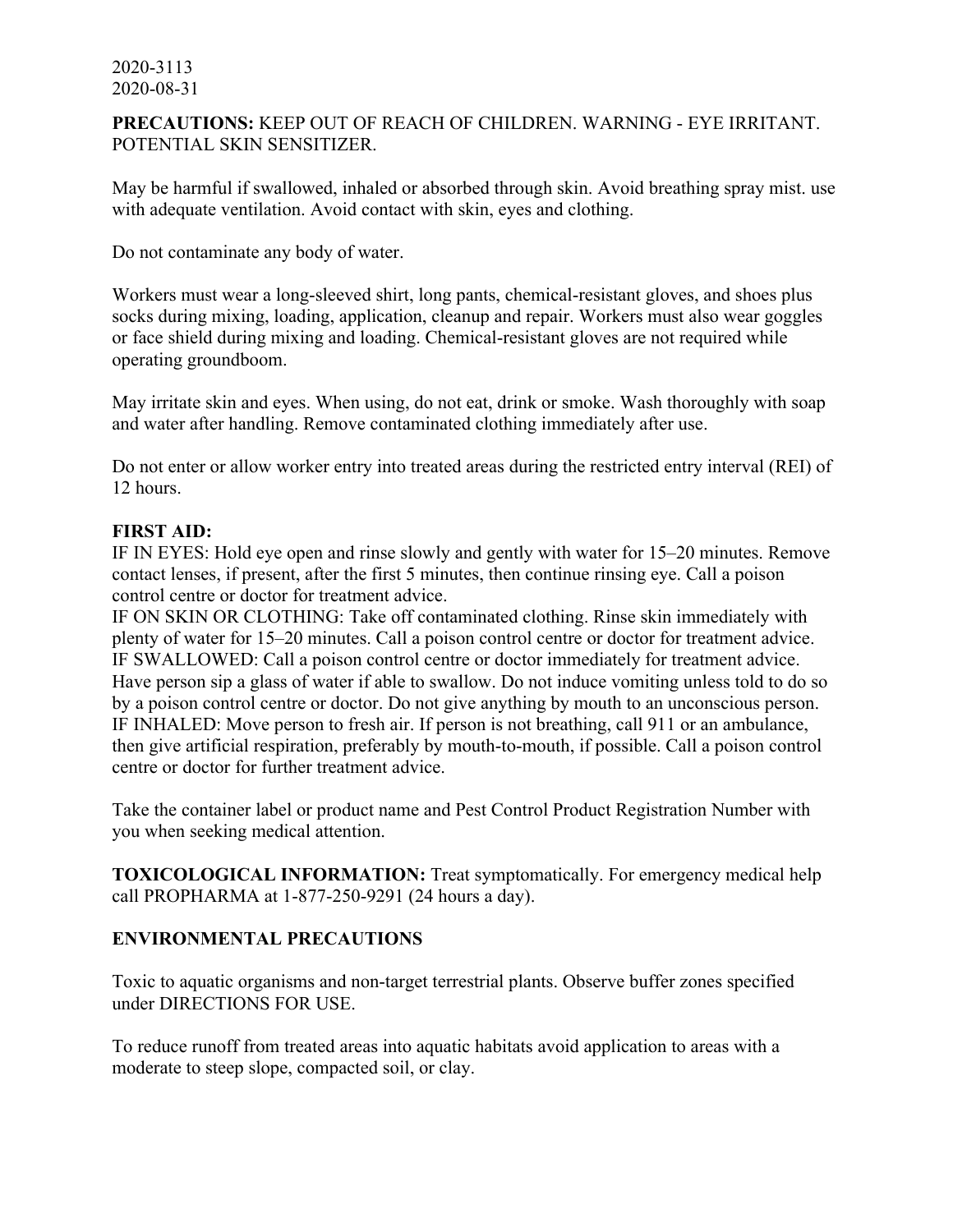2020-3113
2020-08-31

**PRECAUTIONS:** KEEP OUT OF REACH OF CHILDREN. WARNING - EYE IRRITANT. POTENTIAL SKIN SENSITIZER.

May be harmful if swallowed, inhaled or absorbed through skin. Avoid breathing spray mist. use with adequate ventilation. Avoid contact with skin, eyes and clothing.

Do not contaminate any body of water.

Workers must wear a long-sleeved shirt, long pants, chemical-resistant gloves, and shoes plus socks during mixing, loading, application, cleanup and repair. Workers must also wear goggles or face shield during mixing and loading. Chemical-resistant gloves are not required while operating groundboom.

May irritate skin and eyes. When using, do not eat, drink or smoke. Wash thoroughly with soap and water after handling. Remove contaminated clothing immediately after use.

Do not enter or allow worker entry into treated areas during the restricted entry interval (REI) of 12 hours.

**FIRST AID:**
IF IN EYES: Hold eye open and rinse slowly and gently with water for 15–20 minutes. Remove contact lenses, if present, after the first 5 minutes, then continue rinsing eye. Call a poison control centre or doctor for treatment advice.
IF ON SKIN OR CLOTHING: Take off contaminated clothing. Rinse skin immediately with plenty of water for 15–20 minutes. Call a poison control centre or doctor for treatment advice.
IF SWALLOWED: Call a poison control centre or doctor immediately for treatment advice. Have person sip a glass of water if able to swallow. Do not induce vomiting unless told to do so by a poison control centre or doctor. Do not give anything by mouth to an unconscious person.
IF INHALED: Move person to fresh air. If person is not breathing, call 911 or an ambulance, then give artificial respiration, preferably by mouth-to-mouth, if possible. Call a poison control centre or doctor for further treatment advice.

Take the container label or product name and Pest Control Product Registration Number with you when seeking medical attention.

**TOXICOLOGICAL INFORMATION:** Treat symptomatically. For emergency medical help call PROPHARMA at 1-877-250-9291 (24 hours a day).

**ENVIRONMENTAL PRECAUTIONS**

Toxic to aquatic organisms and non-target terrestrial plants. Observe buffer zones specified under DIRECTIONS FOR USE.

To reduce runoff from treated areas into aquatic habitats avoid application to areas with a moderate to steep slope, compacted soil, or clay.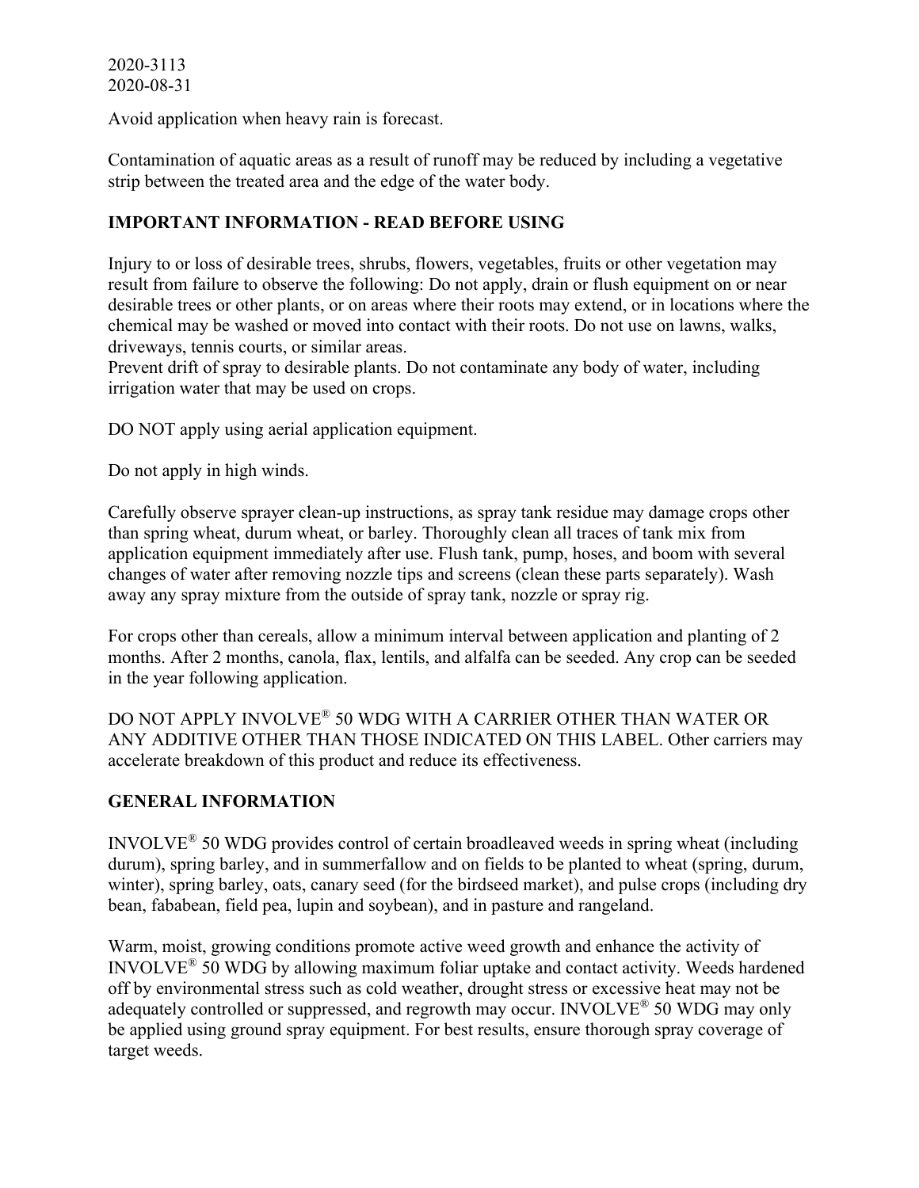2020-3113
2020-08-31

Avoid application when heavy rain is forecast.

Contamination of aquatic areas as a result of runoff may be reduced by including a vegetative strip between the treated area and the edge of the water body.

## IMPORTANT INFORMATION - READ BEFORE USING

Injury to or loss of desirable trees, shrubs, flowers, vegetables, fruits or other vegetation may result from failure to observe the following: Do not apply, drain or flush equipment on or near desirable trees or other plants, or on areas where their roots may extend, or in locations where the chemical may be washed or moved into contact with their roots. Do not use on lawns, walks, driveways, tennis courts, or similar areas.
Prevent drift of spray to desirable plants. Do not contaminate any body of water, including irrigation water that may be used on crops.

DO NOT apply using aerial application equipment.

Do not apply in high winds.

Carefully observe sprayer clean-up instructions, as spray tank residue may damage crops other than spring wheat, durum wheat, or barley. Thoroughly clean all traces of tank mix from application equipment immediately after use. Flush tank, pump, hoses, and boom with several changes of water after removing nozzle tips and screens (clean these parts separately). Wash away any spray mixture from the outside of spray tank, nozzle or spray rig.

For crops other than cereals, allow a minimum interval between application and planting of 2 months. After 2 months, canola, flax, lentils, and alfalfa can be seeded. Any crop can be seeded in the year following application.

DO NOT APPLY INVOLVE® 50 WDG WITH A CARRIER OTHER THAN WATER OR ANY ADDITIVE OTHER THAN THOSE INDICATED ON THIS LABEL. Other carriers may accelerate breakdown of this product and reduce its effectiveness.

## GENERAL INFORMATION

INVOLVE® 50 WDG provides control of certain broadleaved weeds in spring wheat (including durum), spring barley, and in summerfallow and on fields to be planted to wheat (spring, durum, winter), spring barley, oats, canary seed (for the birdseed market), and pulse crops (including dry bean, fababean, field pea, lupin and soybean), and in pasture and rangeland.

Warm, moist, growing conditions promote active weed growth and enhance the activity of INVOLVE® 50 WDG by allowing maximum foliar uptake and contact activity. Weeds hardened off by environmental stress such as cold weather, drought stress or excessive heat may not be adequately controlled or suppressed, and regrowth may occur. INVOLVE® 50 WDG may only be applied using ground spray equipment. For best results, ensure thorough spray coverage of target weeds.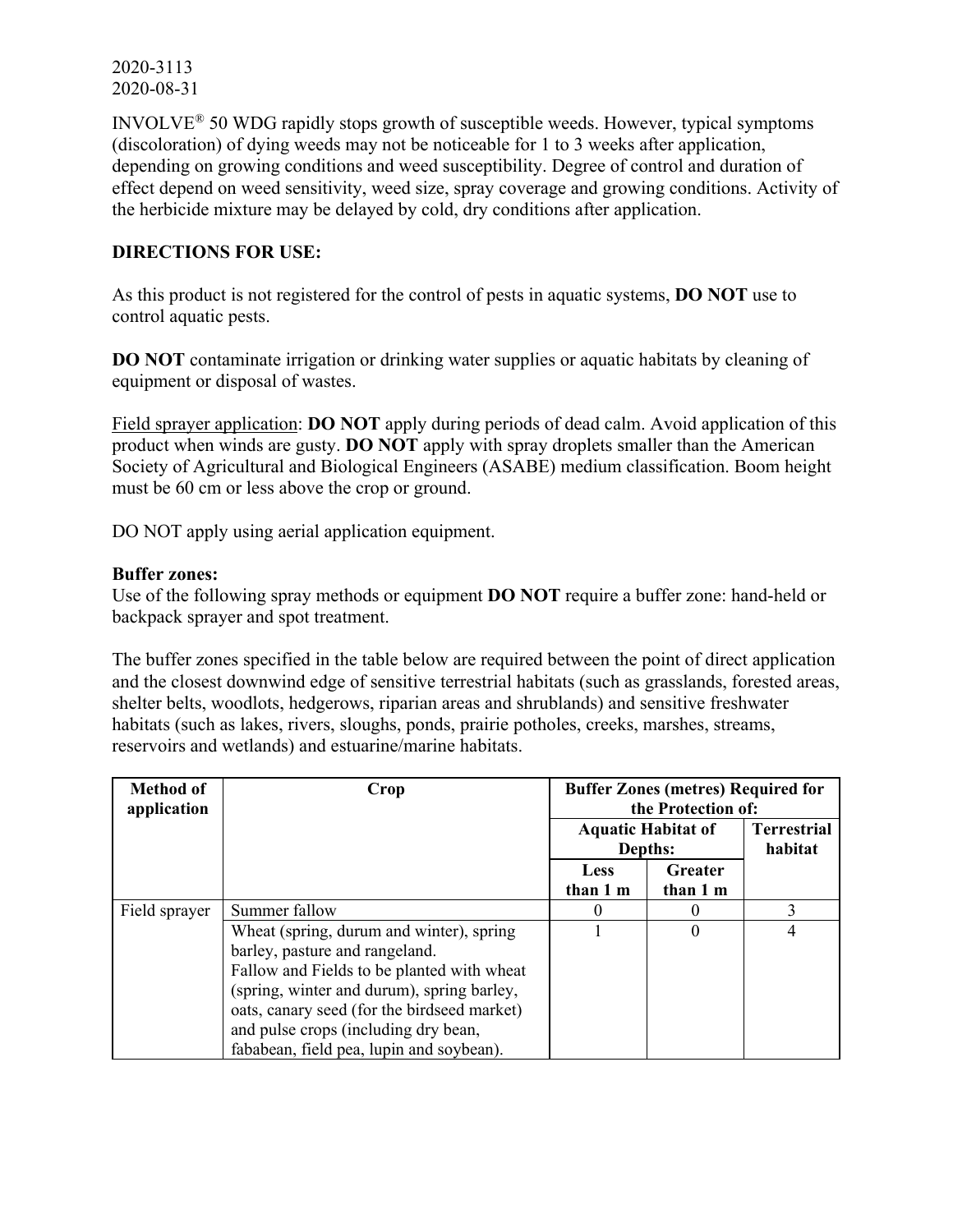2020-3113
2020-08-31

INVOLVE® 50 WDG rapidly stops growth of susceptible weeds. However, typical symptoms (discoloration) of dying weeds may not be noticeable for 1 to 3 weeks after application, depending on growing conditions and weed susceptibility. Degree of control and duration of effect depend on weed sensitivity, weed size, spray coverage and growing conditions. Activity of the herbicide mixture may be delayed by cold, dry conditions after application.

**DIRECTIONS FOR USE:**

As this product is not registered for the control of pests in aquatic systems, **DO NOT** use to control aquatic pests.

**DO NOT** contaminate irrigation or drinking water supplies or aquatic habitats by cleaning of equipment or disposal of wastes.

Field sprayer application: **DO NOT** apply during periods of dead calm. Avoid application of this product when winds are gusty. **DO NOT** apply with spray droplets smaller than the American Society of Agricultural and Biological Engineers (ASABE) medium classification. Boom height must be 60 cm or less above the crop or ground.

DO NOT apply using aerial application equipment.

**Buffer zones:**
Use of the following spray methods or equipment **DO NOT** require a buffer zone: hand-held or backpack sprayer and spot treatment.

The buffer zones specified in the table below are required between the point of direct application and the closest downwind edge of sensitive terrestrial habitats (such as grasslands, forested areas, shelter belts, woodlots, hedgerows, riparian areas and shrublands) and sensitive freshwater habitats (such as lakes, rivers, sloughs, ponds, prairie potholes, creeks, marshes, streams, reservoirs and wetlands) and estuarine/marine habitats.

| Method of application | Crop | Buffer Zones (metres) Required for the Protection of: | | |
|---|---|---|---|---|
| | | Aquatic Habitat of Depths: | | Terrestrial habitat |
| | | Less than 1 m | Greater than 1 m | |
| Field sprayer | Summer fallow | 0 | 0 | 3 |
| | Wheat (spring, durum and winter), spring barley, pasture and rangeland. Fallow and Fields to be planted with wheat (spring, winter and durum), spring barley, oats, canary seed (for the birdseed market) and pulse crops (including dry bean, fababean, field pea, lupin and soybean). | 1 | 0 | 4 |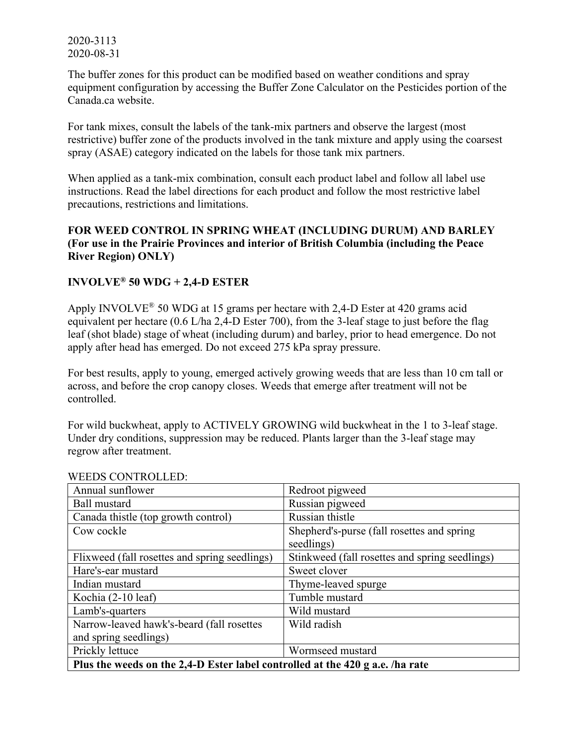The buffer zones for this product can be modified based on weather conditions and spray equipment configuration by accessing the Buffer Zone Calculator on the Pesticides portion of the Canada.ca website.

For tank mixes, consult the labels of the tank-mix partners and observe the largest (most restrictive) buffer zone of the products involved in the tank mixture and apply using the coarsest spray (ASAE) category indicated on the labels for those tank mix partners.

When applied as a tank-mix combination, consult each product label and follow all label use instructions. Read the label directions for each product and follow the most restrictive label precautions, restrictions and limitations.

**FOR WEED CONTROL IN SPRING WHEAT (INCLUDING DURUM) AND BARLEY (For use in the Prairie Provinces and interior of British Columbia (including the Peace River Region) ONLY)**

**INVOLVE® 50 WDG + 2,4-D ESTER**

Apply INVOLVE® 50 WDG at 15 grams per hectare with 2,4-D Ester at 420 grams acid equivalent per hectare (0.6 L/ha 2,4-D Ester 700), from the 3-leaf stage to just before the flag leaf (shot blade) stage of wheat (including durum) and barley, prior to head emergence. Do not apply after head has emerged. Do not exceed 275 kPa spray pressure.

For best results, apply to young, emerged actively growing weeds that are less than 10 cm tall or across, and before the crop canopy closes. Weeds that emerge after treatment will not be controlled.

For wild buckwheat, apply to ACTIVELY GROWING wild buckwheat in the 1 to 3-leaf stage. Under dry conditions, suppression may be reduced. Plants larger than the 3-leaf stage may regrow after treatment.

WEEDS CONTROLLED:

| | |
|---|---|
| Annual sunflower | Redroot pigweed |
| Ball mustard | Russian pigweed |
| Canada thistle (top growth control) | Russian thistle |
| Cow cockle | Shepherd's-purse (fall rosettes and spring seedlings) |
| Flixweed (fall rosettes and spring seedlings) | Stinkweed (fall rosettes and spring seedlings) |
| Hare's-ear mustard | Sweet clover |
| Indian mustard | Thyme-leaved spurge |
| Kochia (2-10 leaf) | Tumble mustard |
| Lamb's-quarters | Wild mustard |
| Narrow-leaved hawk's-beard (fall rosettes and spring seedlings) | Wild radish |
| Prickly lettuce | Wormseed mustard |
| **Plus the weeds on the 2,4-D Ester label controlled at the 420 g a.e. /ha rate** | |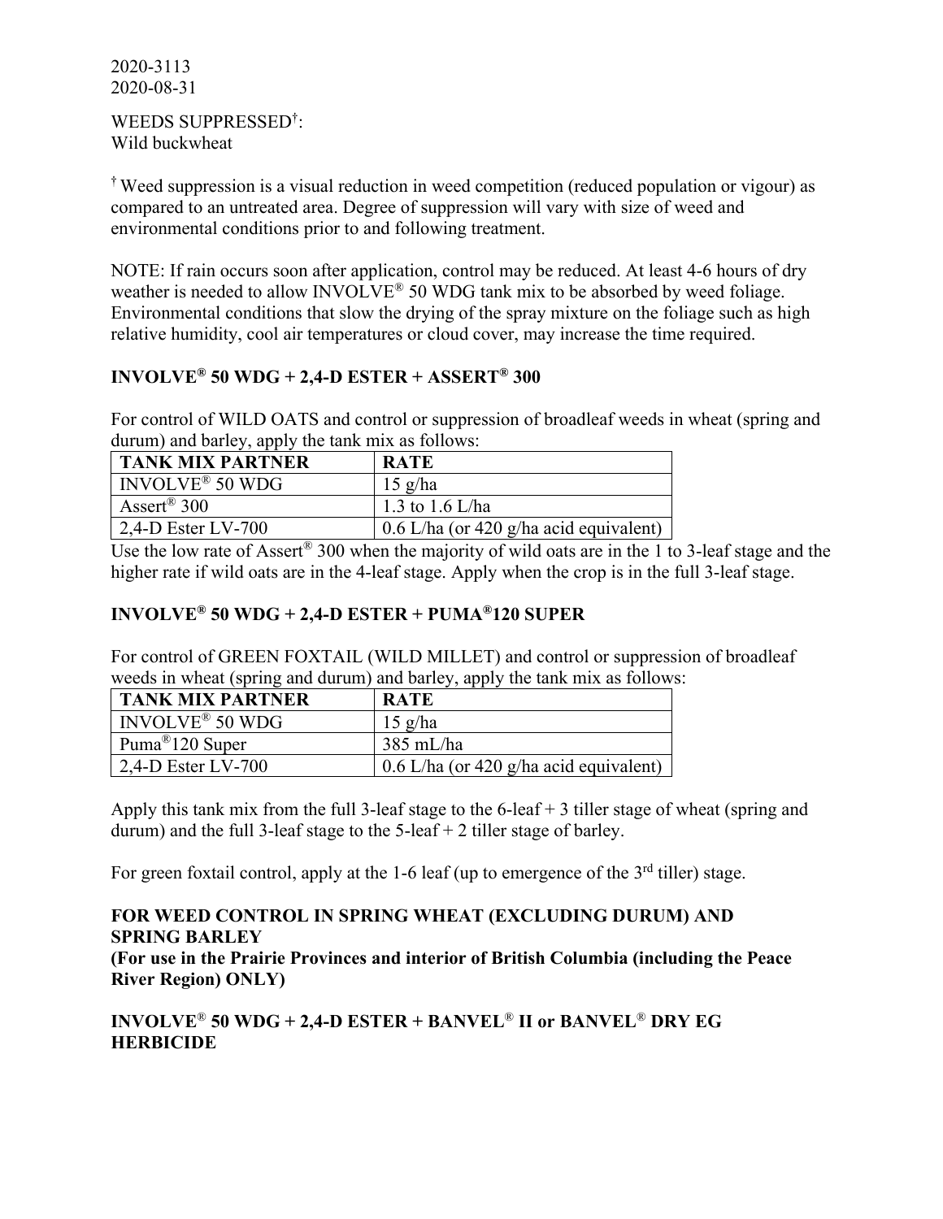2020-3113
2020-08-31

WEEDS SUPPRESSED†:
Wild buckwheat

† Weed suppression is a visual reduction in weed competition (reduced population or vigour) as compared to an untreated area. Degree of suppression will vary with size of weed and environmental conditions prior to and following treatment.

NOTE: If rain occurs soon after application, control may be reduced. At least 4-6 hours of dry weather is needed to allow INVOLVE® 50 WDG tank mix to be absorbed by weed foliage. Environmental conditions that slow the drying of the spray mixture on the foliage such as high relative humidity, cool air temperatures or cloud cover, may increase the time required.

### INVOLVE® 50 WDG + 2,4-D ESTER + ASSERT® 300

For control of WILD OATS and control or suppression of broadleaf weeds in wheat (spring and durum) and barley, apply the tank mix as follows:

| TANK MIX PARTNER | RATE |
|---|---|
| INVOLVE® 50 WDG | 15 g/ha |
| Assert® 300 | 1.3 to 1.6 L/ha |
| 2,4-D Ester LV-700 | 0.6 L/ha (or 420 g/ha acid equivalent) |

Use the low rate of Assert® 300 when the majority of wild oats are in the 1 to 3-leaf stage and the higher rate if wild oats are in the 4-leaf stage. Apply when the crop is in the full 3-leaf stage.

### INVOLVE® 50 WDG + 2,4-D ESTER + PUMA®120 SUPER

For control of GREEN FOXTAIL (WILD MILLET) and control or suppression of broadleaf weeds in wheat (spring and durum) and barley, apply the tank mix as follows:

| TANK MIX PARTNER | RATE |
|---|---|
| INVOLVE® 50 WDG | 15 g/ha |
| Puma®120 Super | 385 mL/ha |
| 2,4-D Ester LV-700 | 0.6 L/ha (or 420 g/ha acid equivalent) |

Apply this tank mix from the full 3-leaf stage to the 6-leaf + 3 tiller stage of wheat (spring and durum) and the full 3-leaf stage to the 5-leaf + 2 tiller stage of barley.

For green foxtail control, apply at the 1-6 leaf (up to emergence of the 3rd tiller) stage.

### FOR WEED CONTROL IN SPRING WHEAT (EXCLUDING DURUM) AND SPRING BARLEY
**(For use in the Prairie Provinces and interior of British Columbia (including the Peace River Region) ONLY)**

### INVOLVE® 50 WDG + 2,4-D ESTER + BANVEL® II or BANVEL® DRY EG HERBICIDE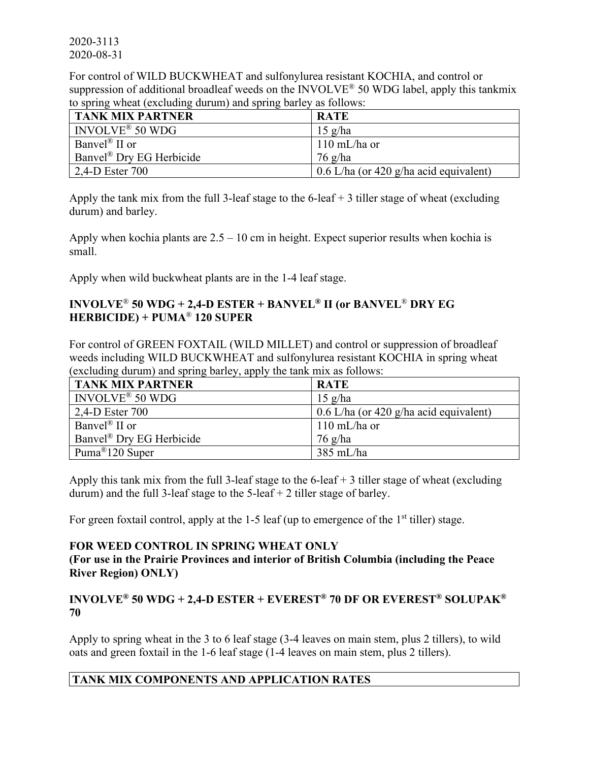2020-3113
2020-08-31

For control of WILD BUCKWHEAT and sulfonylurea resistant KOCHIA, and control or suppression of additional broadleaf weeds on the INVOLVE® 50 WDG label, apply this tankmix to spring wheat (excluding durum) and spring barley as follows:

| TANK MIX PARTNER | RATE |
|---|---|
| INVOLVE® 50 WDG | 15 g/ha |
| Banvel® II or<br>Banvel® Dry EG Herbicide | 110 mL/ha or<br>76 g/ha |
| 2,4-D Ester 700 | 0.6 L/ha (or 420 g/ha acid equivalent) |

Apply the tank mix from the full 3-leaf stage to the 6-leaf + 3 tiller stage of wheat (excluding durum) and barley.

Apply when kochia plants are 2.5 – 10 cm in height. Expect superior results when kochia is small.

Apply when wild buckwheat plants are in the 1-4 leaf stage.

### INVOLVE® 50 WDG + 2,4-D ESTER + BANVEL® II (or BANVEL® DRY EG HERBICIDE) + PUMA® 120 SUPER

For control of GREEN FOXTAIL (WILD MILLET) and control or suppression of broadleaf weeds including WILD BUCKWHEAT and sulfonylurea resistant KOCHIA in spring wheat (excluding durum) and spring barley, apply the tank mix as follows:

| TANK MIX PARTNER | RATE |
|---|---|
| INVOLVE® 50 WDG | 15 g/ha |
| 2,4-D Ester 700 | 0.6 L/ha (or 420 g/ha acid equivalent) |
| Banvel® II or<br>Banvel® Dry EG Herbicide | 110 mL/ha or<br>76 g/ha |
| Puma®120 Super | 385 mL/ha |

Apply this tank mix from the full 3-leaf stage to the 6-leaf + 3 tiller stage of wheat (excluding durum) and the full 3-leaf stage to the 5-leaf + 2 tiller stage of barley.

For green foxtail control, apply at the 1-5 leaf (up to emergence of the 1st tiller) stage.

### FOR WEED CONTROL IN SPRING WHEAT ONLY
**(For use in the Prairie Provinces and interior of British Columbia (including the Peace River Region) ONLY)**

### INVOLVE® 50 WDG + 2,4-D ESTER + EVEREST® 70 DF OR EVEREST® SOLUPAK® 70

Apply to spring wheat in the 3 to 6 leaf stage (3-4 leaves on main stem, plus 2 tillers), to wild oats and green foxtail in the 1-6 leaf stage (1-4 leaves on main stem, plus 2 tillers).

| TANK MIX COMPONENTS AND APPLICATION RATES |
|---|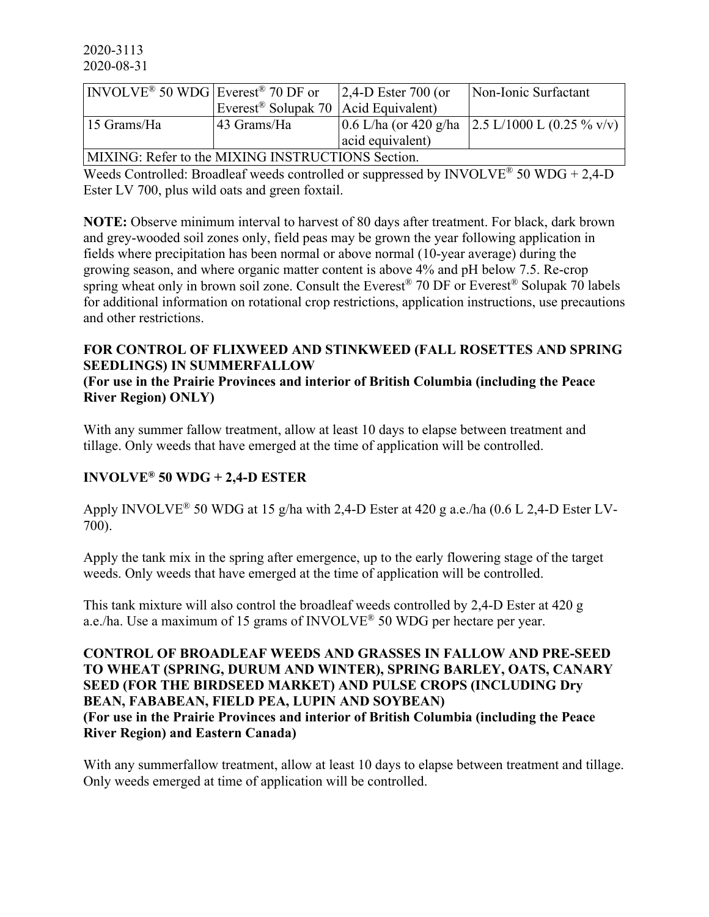2020-3113
2020-08-31

| INVOLVE® 50 WDG | Everest® 70 DF or Everest® Solupak 70 | 2,4-D Ester 700 (or Acid Equivalent) | Non-Ionic Surfactant |
|---|---|---|---|
| 15 Grams/Ha | 43 Grams/Ha | 0.6 L/ha (or 420 g/ha acid equivalent) | 2.5 L/1000 L (0.25 % v/v) |
| MIXING: Refer to the MIXING INSTRUCTIONS Section. | | | |

Weeds Controlled: Broadleaf weeds controlled or suppressed by INVOLVE® 50 WDG + 2,4-D Ester LV 700, plus wild oats and green foxtail.

**NOTE:** Observe minimum interval to harvest of 80 days after treatment. For black, dark brown and grey-wooded soil zones only, field peas may be grown the year following application in fields where precipitation has been normal or above normal (10-year average) during the growing season, and where organic matter content is above 4% and pH below 7.5. Re-crop spring wheat only in brown soil zone. Consult the Everest® 70 DF or Everest® Solupak 70 labels for additional information on rotational crop restrictions, application instructions, use precautions and other restrictions.

**FOR CONTROL OF FLIXWEED AND STINKWEED (FALL ROSETTES AND SPRING SEEDLINGS) IN SUMMERFALLOW**
**(For use in the Prairie Provinces and interior of British Columbia (including the Peace River Region) ONLY)**

With any summer fallow treatment, allow at least 10 days to elapse between treatment and tillage. Only weeds that have emerged at the time of application will be controlled.

**INVOLVE® 50 WDG + 2,4-D ESTER**

Apply INVOLVE® 50 WDG at 15 g/ha with 2,4-D Ester at 420 g a.e./ha (0.6 L 2,4-D Ester LV-700).

Apply the tank mix in the spring after emergence, up to the early flowering stage of the target weeds. Only weeds that have emerged at the time of application will be controlled.

This tank mixture will also control the broadleaf weeds controlled by 2,4-D Ester at 420 g a.e./ha. Use a maximum of 15 grams of INVOLVE® 50 WDG per hectare per year.

**CONTROL OF BROADLEAF WEEDS AND GRASSES IN FALLOW AND PRE-SEED TO WHEAT (SPRING, DURUM AND WINTER), SPRING BARLEY, OATS, CANARY SEED (FOR THE BIRDSEED MARKET) AND PULSE CROPS (INCLUDING Dry BEAN, FABABEAN, FIELD PEA, LUPIN AND SOYBEAN)**
**(For use in the Prairie Provinces and interior of British Columbia (including the Peace River Region) and Eastern Canada)**

With any summerfallow treatment, allow at least 10 days to elapse between treatment and tillage. Only weeds emerged at time of application will be controlled.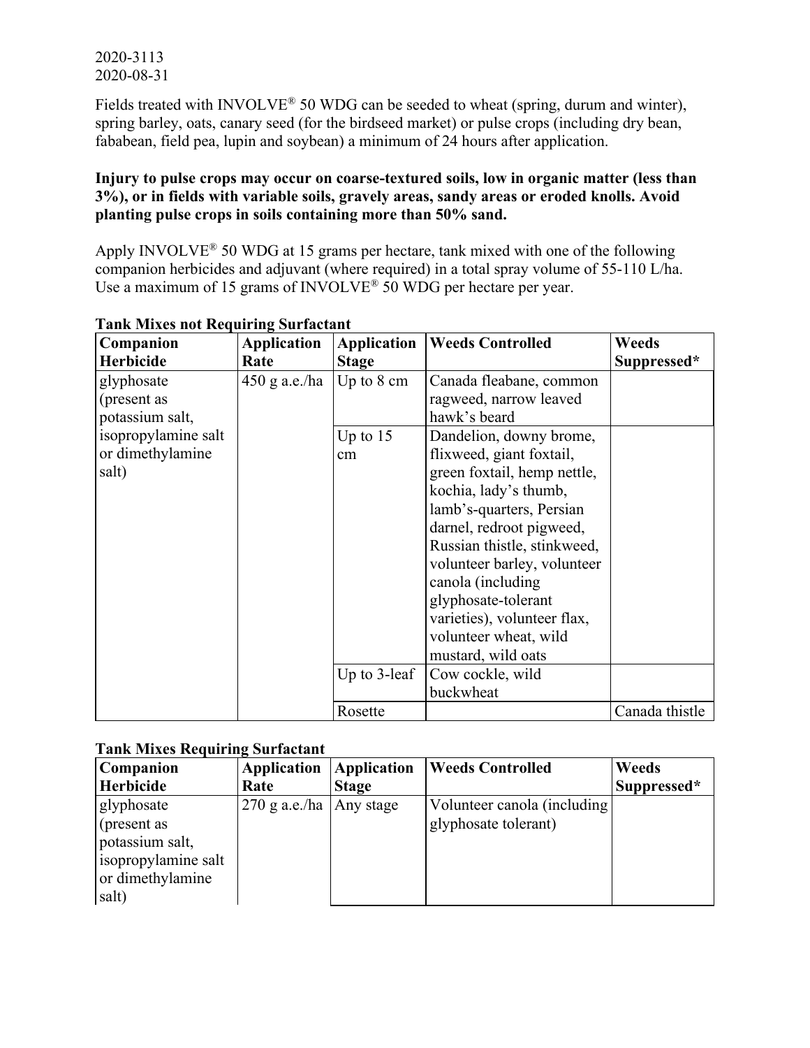2020-3113
2020-08-31

Fields treated with INVOLVE® 50 WDG can be seeded to wheat (spring, durum and winter), spring barley, oats, canary seed (for the birdseed market) or pulse crops (including dry bean, fababean, field pea, lupin and soybean) a minimum of 24 hours after application.

**Injury to pulse crops may occur on coarse-textured soils, low in organic matter (less than 3%), or in fields with variable soils, gravely areas, sandy areas or eroded knolls. Avoid planting pulse crops in soils containing more than 50% sand.**

Apply INVOLVE® 50 WDG at 15 grams per hectare, tank mixed with one of the following companion herbicides and adjuvant (where required) in a total spray volume of 55-110 L/ha. Use a maximum of 15 grams of INVOLVE® 50 WDG per hectare per year.

**Tank Mixes not Requiring Surfactant**

| Companion Herbicide | Application Rate | Application Stage | Weeds Controlled | Weeds Suppressed* |
|---|---|---|---|---|
| glyphosate (present as potassium salt, isopropylamine salt or dimethylamine salt) | 450 g a.e./ha | Up to 8 cm | Canada fleabane, common ragweed, narrow leaved hawk's beard | |
| | | Up to 15 cm | Dandelion, downy brome, flixweed, giant foxtail, green foxtail, hemp nettle, kochia, lady's thumb, lamb's-quarters, Persian darnel, redroot pigweed, Russian thistle, stinkweed, volunteer barley, volunteer canola (including glyphosate-tolerant varieties), volunteer flax, volunteer wheat, wild mustard, wild oats | |
| | | Up to 3-leaf | Cow cockle, wild buckwheat | |
| | | Rosette | | Canada thistle |

**Tank Mixes Requiring Surfactant**

| Companion Herbicide | Application Rate | Application Stage | Weeds Controlled | Weeds Suppressed* |
|---|---|---|---|---|
| glyphosate (present as potassium salt, isopropylamine salt or dimethylamine salt) | 270 g a.e./ha | Any stage | Volunteer canola (including glyphosate tolerant) | |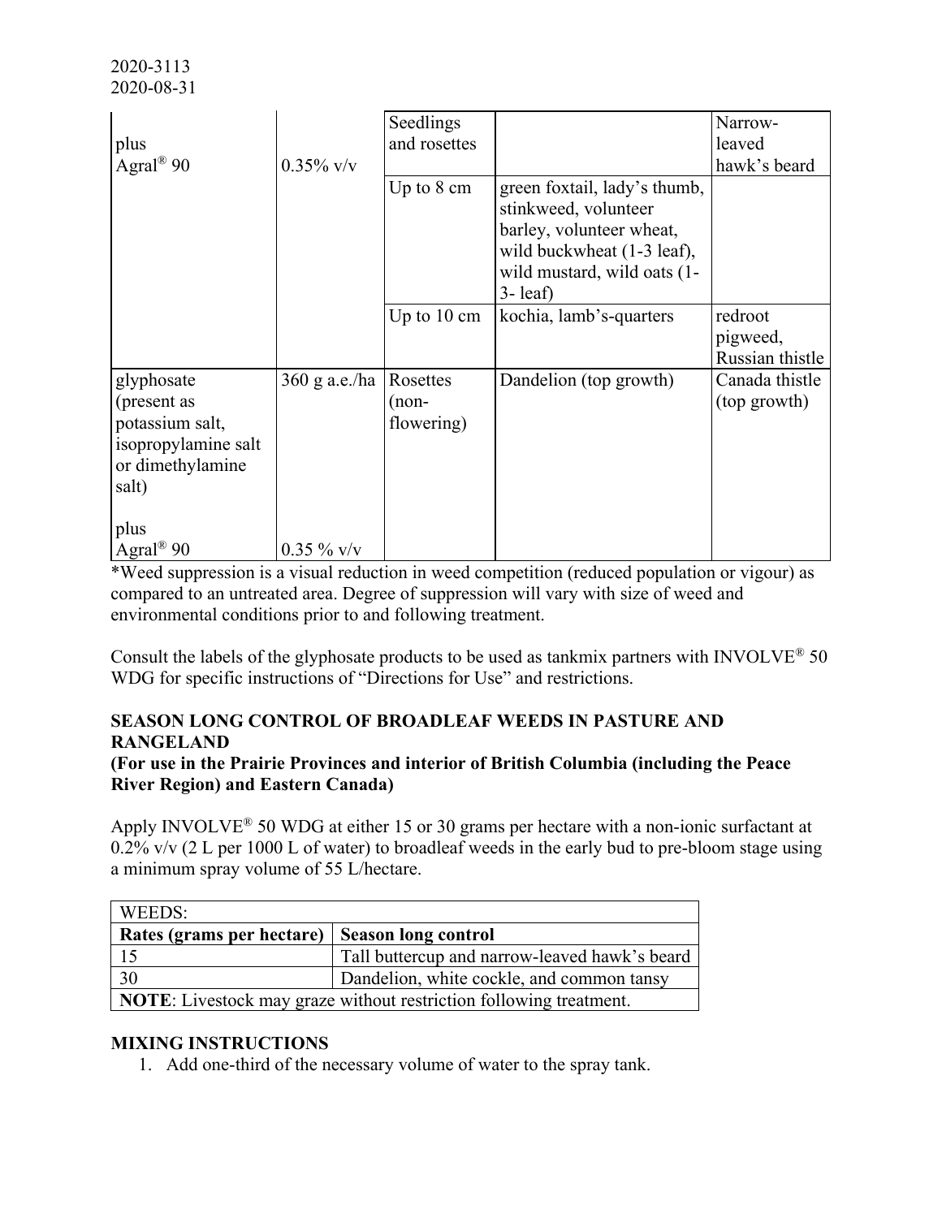2020-3113
2020-08-31

| | | | | |
|---|---|---|---|---|
| plus<br>Agral® 90 | 0.35% v/v | Seedlings and rosettes | | Narrow-leaved hawk's beard |
| | | Up to 8 cm | green foxtail, lady's thumb, stinkweed, volunteer barley, volunteer wheat, wild buckwheat (1-3 leaf), wild mustard, wild oats (1-3- leaf) | |
| | | Up to 10 cm | kochia, lamb's-quarters | redroot pigweed, Russian thistle |
| glyphosate (present as potassium salt, isopropylamine salt or dimethylamine salt)<br><br>plus<br>Agral® 90 | 360 g a.e./ha<br><br><br><br><br>0.35 % v/v | Rosettes (non-flowering) | Dandelion (top growth) | Canada thistle (top growth) |

*Weed suppression is a visual reduction in weed competition (reduced population or vigour) as compared to an untreated area. Degree of suppression will vary with size of weed and environmental conditions prior to and following treatment.

Consult the labels of the glyphosate products to be used as tankmix partners with INVOLVE® 50 WDG for specific instructions of "Directions for Use" and restrictions.

**SEASON LONG CONTROL OF BROADLEAF WEEDS IN PASTURE AND RANGELAND**
**(For use in the Prairie Provinces and interior of British Columbia (including the Peace River Region) and Eastern Canada)**

Apply INVOLVE® 50 WDG at either 15 or 30 grams per hectare with a non-ionic surfactant at 0.2% v/v (2 L per 1000 L of water) to broadleaf weeds in the early bud to pre-bloom stage using a minimum spray volume of 55 L/hectare.

| WEEDS: | |
|---|---|
| **Rates (grams per hectare)** | **Season long control** |
| 15 | Tall buttercup and narrow-leaved hawk's beard |
| 30 | Dandelion, white cockle, and common tansy |
| **NOTE**: Livestock may graze without restriction following treatment. | |

**MIXING INSTRUCTIONS**

1. Add one-third of the necessary volume of water to the spray tank.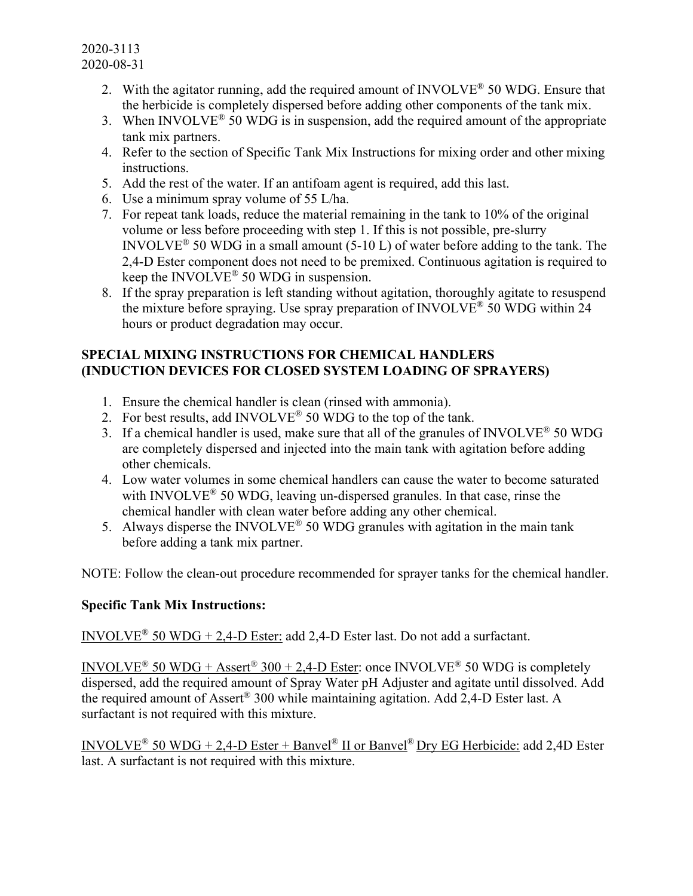2. With the agitator running, add the required amount of INVOLVE® 50 WDG. Ensure that the herbicide is completely dispersed before adding other components of the tank mix.
3. When INVOLVE® 50 WDG is in suspension, add the required amount of the appropriate tank mix partners.
4. Refer to the section of Specific Tank Mix Instructions for mixing order and other mixing instructions.
5. Add the rest of the water. If an antifoam agent is required, add this last.
6. Use a minimum spray volume of 55 L/ha.
7. For repeat tank loads, reduce the material remaining in the tank to 10% of the original volume or less before proceeding with step 1. If this is not possible, pre-slurry INVOLVE® 50 WDG in a small amount (5-10 L) of water before adding to the tank. The 2,4-D Ester component does not need to be premixed. Continuous agitation is required to keep the INVOLVE® 50 WDG in suspension.
8. If the spray preparation is left standing without agitation, thoroughly agitate to resuspend the mixture before spraying. Use spray preparation of INVOLVE® 50 WDG within 24 hours or product degradation may occur.

**SPECIAL MIXING INSTRUCTIONS FOR CHEMICAL HANDLERS (INDUCTION DEVICES FOR CLOSED SYSTEM LOADING OF SPRAYERS)**

1. Ensure the chemical handler is clean (rinsed with ammonia).
2. For best results, add INVOLVE® 50 WDG to the top of the tank.
3. If a chemical handler is used, make sure that all of the granules of INVOLVE® 50 WDG are completely dispersed and injected into the main tank with agitation before adding other chemicals.
4. Low water volumes in some chemical handlers can cause the water to become saturated with INVOLVE® 50 WDG, leaving un-dispersed granules. In that case, rinse the chemical handler with clean water before adding any other chemical.
5. Always disperse the INVOLVE® 50 WDG granules with agitation in the main tank before adding a tank mix partner.

NOTE: Follow the clean-out procedure recommended for sprayer tanks for the chemical handler.

**Specific Tank Mix Instructions:**

<u>INVOLVE® 50 WDG + 2,4-D Ester:</u> add 2,4-D Ester last. Do not add a surfactant.

<u>INVOLVE® 50 WDG + Assert® 300 + 2,4-D Ester</u>: once INVOLVE® 50 WDG is completely dispersed, add the required amount of Spray Water pH Adjuster and agitate until dissolved. Add the required amount of Assert® 300 while maintaining agitation. Add 2,4-D Ester last. A surfactant is not required with this mixture.

<u>INVOLVE® 50 WDG + 2,4-D Ester + Banvel® II or Banvel® Dry EG Herbicide:</u> add 2,4D Ester last. A surfactant is not required with this mixture.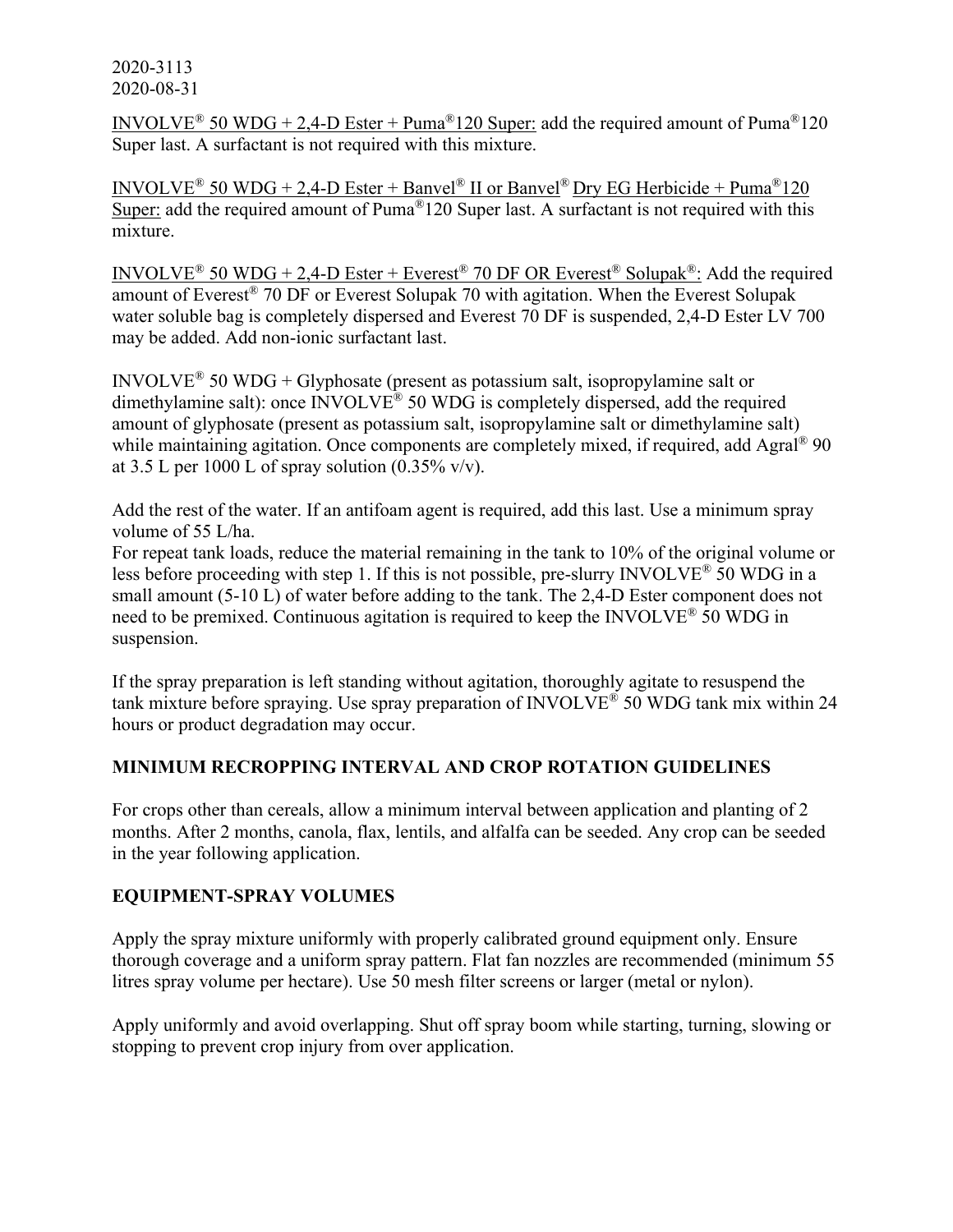2020-3113
2020-08-31

INVOLVE® 50 WDG + 2,4-D Ester + Puma®120 Super: add the required amount of Puma®120 Super last. A surfactant is not required with this mixture.

INVOLVE® 50 WDG + 2,4-D Ester + Banvel® II or Banvel® Dry EG Herbicide + Puma®120 Super: add the required amount of Puma®120 Super last. A surfactant is not required with this mixture.

INVOLVE® 50 WDG + 2,4-D Ester + Everest® 70 DF OR Everest® Solupak®: Add the required amount of Everest® 70 DF or Everest Solupak 70 with agitation. When the Everest Solupak water soluble bag is completely dispersed and Everest 70 DF is suspended, 2,4-D Ester LV 700 may be added. Add non-ionic surfactant last.

INVOLVE® 50 WDG + Glyphosate (present as potassium salt, isopropylamine salt or dimethylamine salt): once INVOLVE® 50 WDG is completely dispersed, add the required amount of glyphosate (present as potassium salt, isopropylamine salt or dimethylamine salt) while maintaining agitation. Once components are completely mixed, if required, add Agral® 90 at 3.5 L per 1000 L of spray solution (0.35% v/v).

Add the rest of the water. If an antifoam agent is required, add this last. Use a minimum spray volume of 55 L/ha.
For repeat tank loads, reduce the material remaining in the tank to 10% of the original volume or less before proceeding with step 1. If this is not possible, pre-slurry INVOLVE® 50 WDG in a small amount (5-10 L) of water before adding to the tank. The 2,4-D Ester component does not need to be premixed. Continuous agitation is required to keep the INVOLVE® 50 WDG in suspension.

If the spray preparation is left standing without agitation, thoroughly agitate to resuspend the tank mixture before spraying. Use spray preparation of INVOLVE® 50 WDG tank mix within 24 hours or product degradation may occur.

## MINIMUM RECROPPING INTERVAL AND CROP ROTATION GUIDELINES

For crops other than cereals, allow a minimum interval between application and planting of 2 months. After 2 months, canola, flax, lentils, and alfalfa can be seeded. Any crop can be seeded in the year following application.

## EQUIPMENT-SPRAY VOLUMES

Apply the spray mixture uniformly with properly calibrated ground equipment only. Ensure thorough coverage and a uniform spray pattern. Flat fan nozzles are recommended (minimum 55 litres spray volume per hectare). Use 50 mesh filter screens or larger (metal or nylon).

Apply uniformly and avoid overlapping. Shut off spray boom while starting, turning, slowing or stopping to prevent crop injury from over application.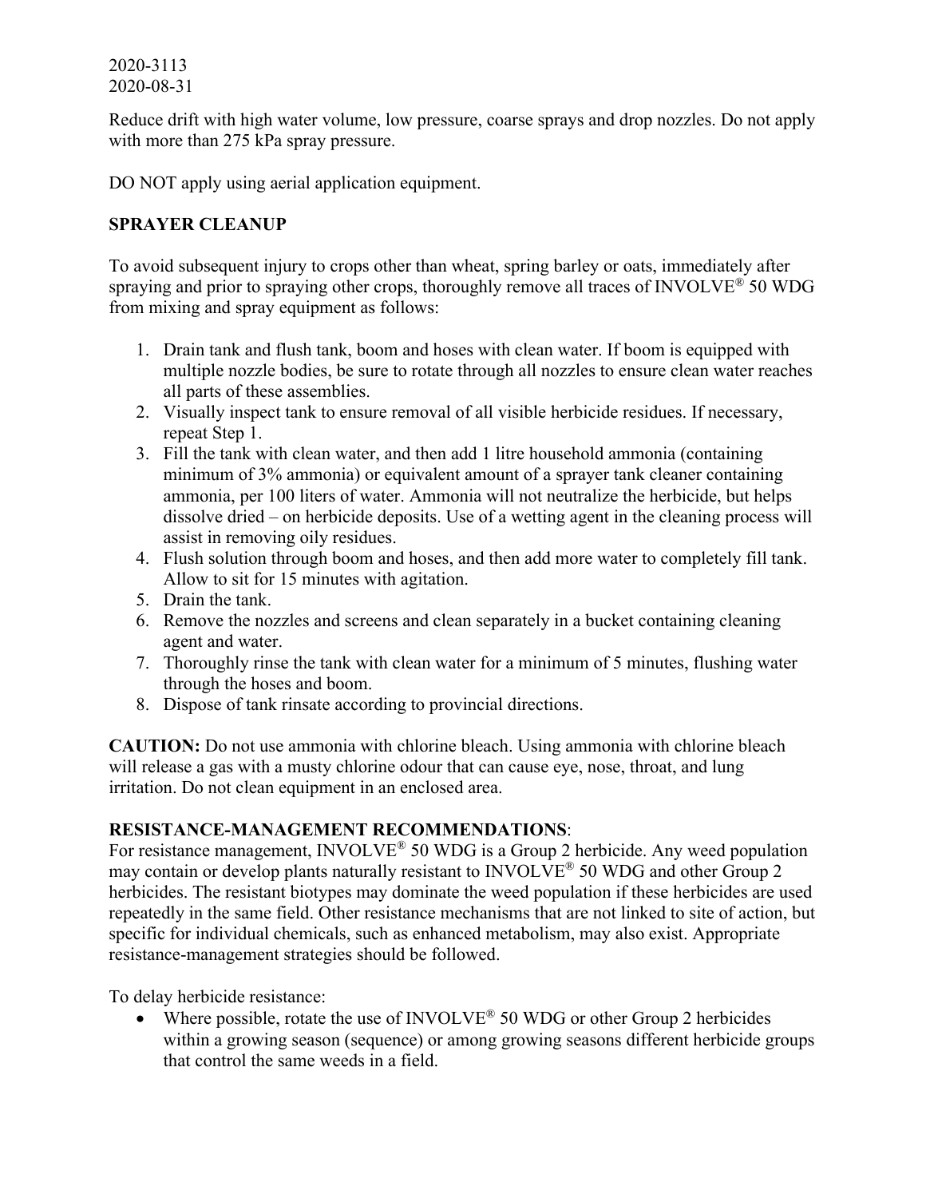2020-3113
2020-08-31

Reduce drift with high water volume, low pressure, coarse sprays and drop nozzles. Do not apply with more than 275 kPa spray pressure.

DO NOT apply using aerial application equipment.

**SPRAYER CLEANUP**

To avoid subsequent injury to crops other than wheat, spring barley or oats, immediately after spraying and prior to spraying other crops, thoroughly remove all traces of INVOLVE® 50 WDG from mixing and spray equipment as follows:

1. Drain tank and flush tank, boom and hoses with clean water. If boom is equipped with multiple nozzle bodies, be sure to rotate through all nozzles to ensure clean water reaches all parts of these assemblies.
2. Visually inspect tank to ensure removal of all visible herbicide residues. If necessary, repeat Step 1.
3. Fill the tank with clean water, and then add 1 litre household ammonia (containing minimum of 3% ammonia) or equivalent amount of a sprayer tank cleaner containing ammonia, per 100 liters of water. Ammonia will not neutralize the herbicide, but helps dissolve dried – on herbicide deposits. Use of a wetting agent in the cleaning process will assist in removing oily residues.
4. Flush solution through boom and hoses, and then add more water to completely fill tank. Allow to sit for 15 minutes with agitation.
5. Drain the tank.
6. Remove the nozzles and screens and clean separately in a bucket containing cleaning agent and water.
7. Thoroughly rinse the tank with clean water for a minimum of 5 minutes, flushing water through the hoses and boom.
8. Dispose of tank rinsate according to provincial directions.

**CAUTION:** Do not use ammonia with chlorine bleach. Using ammonia with chlorine bleach will release a gas with a musty chlorine odour that can cause eye, nose, throat, and lung irritation. Do not clean equipment in an enclosed area.

**RESISTANCE-MANAGEMENT RECOMMENDATIONS**:

For resistance management, INVOLVE® 50 WDG is a Group 2 herbicide. Any weed population may contain or develop plants naturally resistant to INVOLVE® 50 WDG and other Group 2 herbicides. The resistant biotypes may dominate the weed population if these herbicides are used repeatedly in the same field. Other resistance mechanisms that are not linked to site of action, but specific for individual chemicals, such as enhanced metabolism, may also exist. Appropriate resistance-management strategies should be followed.

To delay herbicide resistance:

- Where possible, rotate the use of INVOLVE® 50 WDG or other Group 2 herbicides within a growing season (sequence) or among growing seasons different herbicide groups that control the same weeds in a field.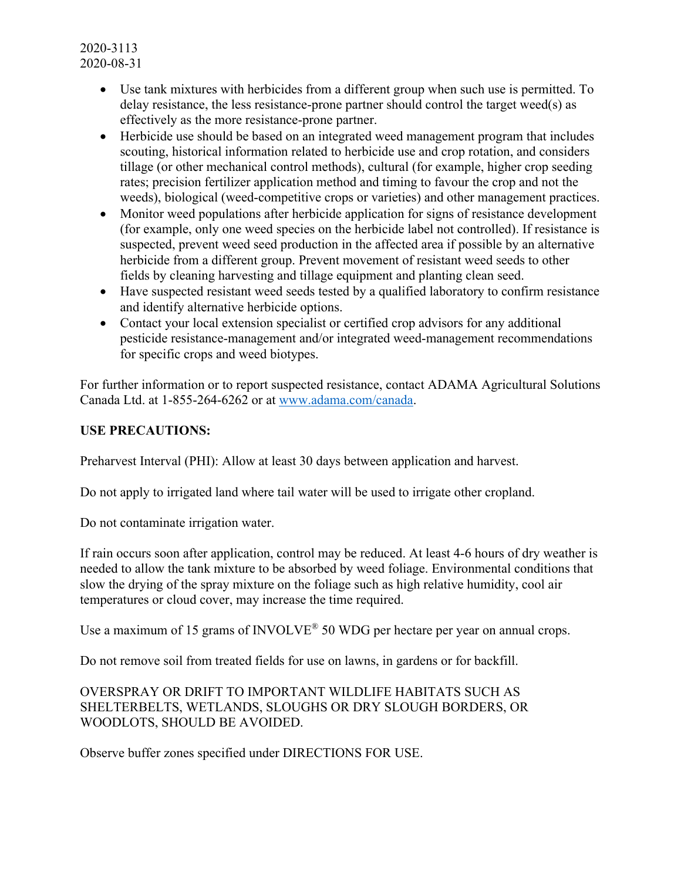- Use tank mixtures with herbicides from a different group when such use is permitted. To delay resistance, the less resistance-prone partner should control the target weed(s) as effectively as the more resistance-prone partner.
- Herbicide use should be based on an integrated weed management program that includes scouting, historical information related to herbicide use and crop rotation, and considers tillage (or other mechanical control methods), cultural (for example, higher crop seeding rates; precision fertilizer application method and timing to favour the crop and not the weeds), biological (weed-competitive crops or varieties) and other management practices.
- Monitor weed populations after herbicide application for signs of resistance development (for example, only one weed species on the herbicide label not controlled). If resistance is suspected, prevent weed seed production in the affected area if possible by an alternative herbicide from a different group. Prevent movement of resistant weed seeds to other fields by cleaning harvesting and tillage equipment and planting clean seed.
- Have suspected resistant weed seeds tested by a qualified laboratory to confirm resistance and identify alternative herbicide options.
- Contact your local extension specialist or certified crop advisors for any additional pesticide resistance-management and/or integrated weed-management recommendations for specific crops and weed biotypes.

For further information or to report suspected resistance, contact ADAMA Agricultural Solutions Canada Ltd. at 1-855-264-6262 or at www.adama.com/canada.

**USE PRECAUTIONS:**

Preharvest Interval (PHI): Allow at least 30 days between application and harvest.

Do not apply to irrigated land where tail water will be used to irrigate other cropland.

Do not contaminate irrigation water.

If rain occurs soon after application, control may be reduced. At least 4-6 hours of dry weather is needed to allow the tank mixture to be absorbed by weed foliage. Environmental conditions that slow the drying of the spray mixture on the foliage such as high relative humidity, cool air temperatures or cloud cover, may increase the time required.

Use a maximum of 15 grams of INVOLVE® 50 WDG per hectare per year on annual crops.

Do not remove soil from treated fields for use on lawns, in gardens or for backfill.

OVERSPRAY OR DRIFT TO IMPORTANT WILDLIFE HABITATS SUCH AS SHELTERBELTS, WETLANDS, SLOUGHS OR DRY SLOUGH BORDERS, OR WOODLOTS, SHOULD BE AVOIDED.

Observe buffer zones specified under DIRECTIONS FOR USE.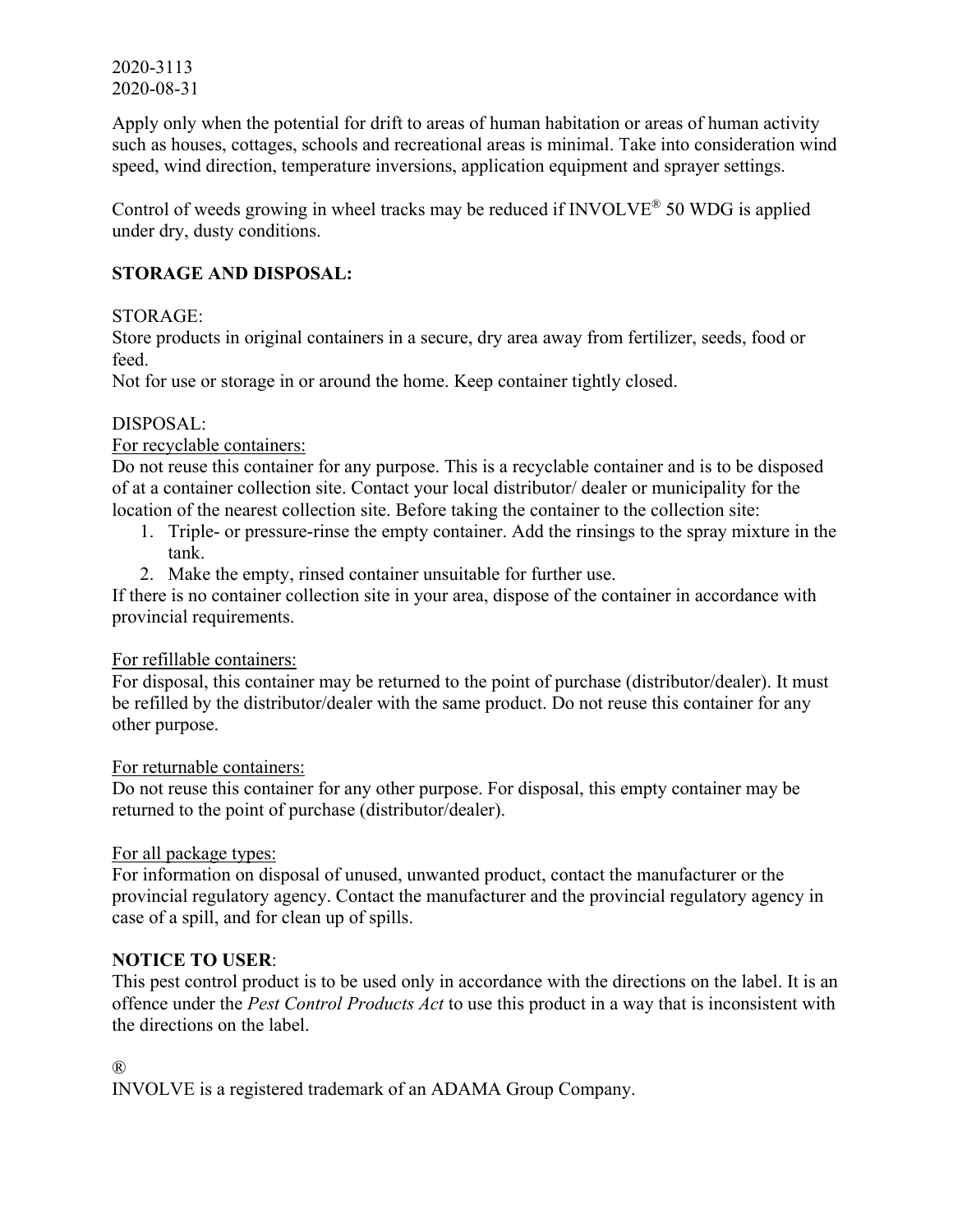2020-3113
2020-08-31

Apply only when the potential for drift to areas of human habitation or areas of human activity such as houses, cottages, schools and recreational areas is minimal. Take into consideration wind speed, wind direction, temperature inversions, application equipment and sprayer settings.

Control of weeds growing in wheel tracks may be reduced if INVOLVE® 50 WDG is applied under dry, dusty conditions.

**STORAGE AND DISPOSAL:**

STORAGE:
Store products in original containers in a secure, dry area away from fertilizer, seeds, food or feed.
Not for use or storage in or around the home. Keep container tightly closed.

DISPOSAL:
For recyclable containers:
Do not reuse this container for any purpose. This is a recyclable container and is to be disposed of at a container collection site. Contact your local distributor/ dealer or municipality for the location of the nearest collection site. Before taking the container to the collection site:

1. Triple- or pressure-rinse the empty container. Add the rinsings to the spray mixture in the tank.
2. Make the empty, rinsed container unsuitable for further use.

If there is no container collection site in your area, dispose of the container in accordance with provincial requirements.

For refillable containers:
For disposal, this container may be returned to the point of purchase (distributor/dealer). It must be refilled by the distributor/dealer with the same product. Do not reuse this container for any other purpose.

For returnable containers:
Do not reuse this container for any other purpose. For disposal, this empty container may be returned to the point of purchase (distributor/dealer).

For all package types:
For information on disposal of unused, unwanted product, contact the manufacturer or the provincial regulatory agency. Contact the manufacturer and the provincial regulatory agency in case of a spill, and for clean up of spills.

**NOTICE TO USER**:
This pest control product is to be used only in accordance with the directions on the label. It is an offence under the *Pest Control Products Act* to use this product in a way that is inconsistent with the directions on the label.

®
INVOLVE is a registered trademark of an ADAMA Group Company.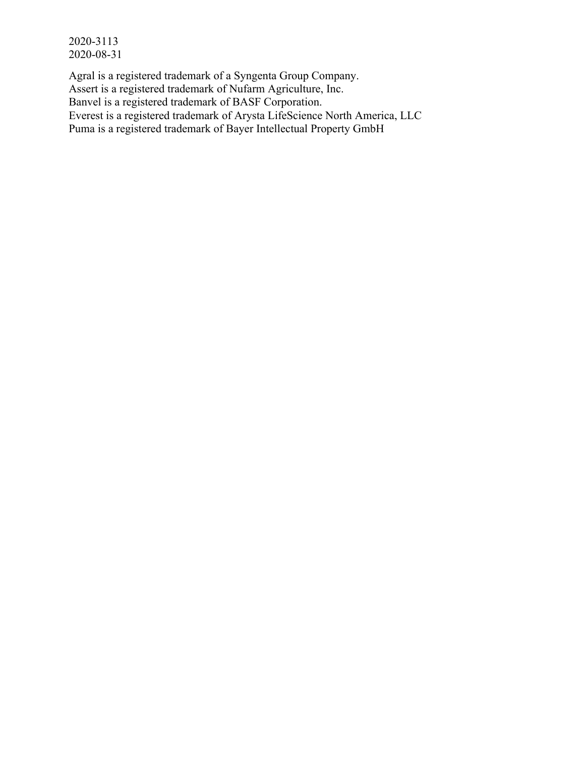2020-3113
2020-08-31

Agral is a registered trademark of a Syngenta Group Company.
Assert is a registered trademark of Nufarm Agriculture, Inc.
Banvel is a registered trademark of BASF Corporation.
Everest is a registered trademark of Arysta LifeScience North America, LLC
Puma is a registered trademark of Bayer Intellectual Property GmbH